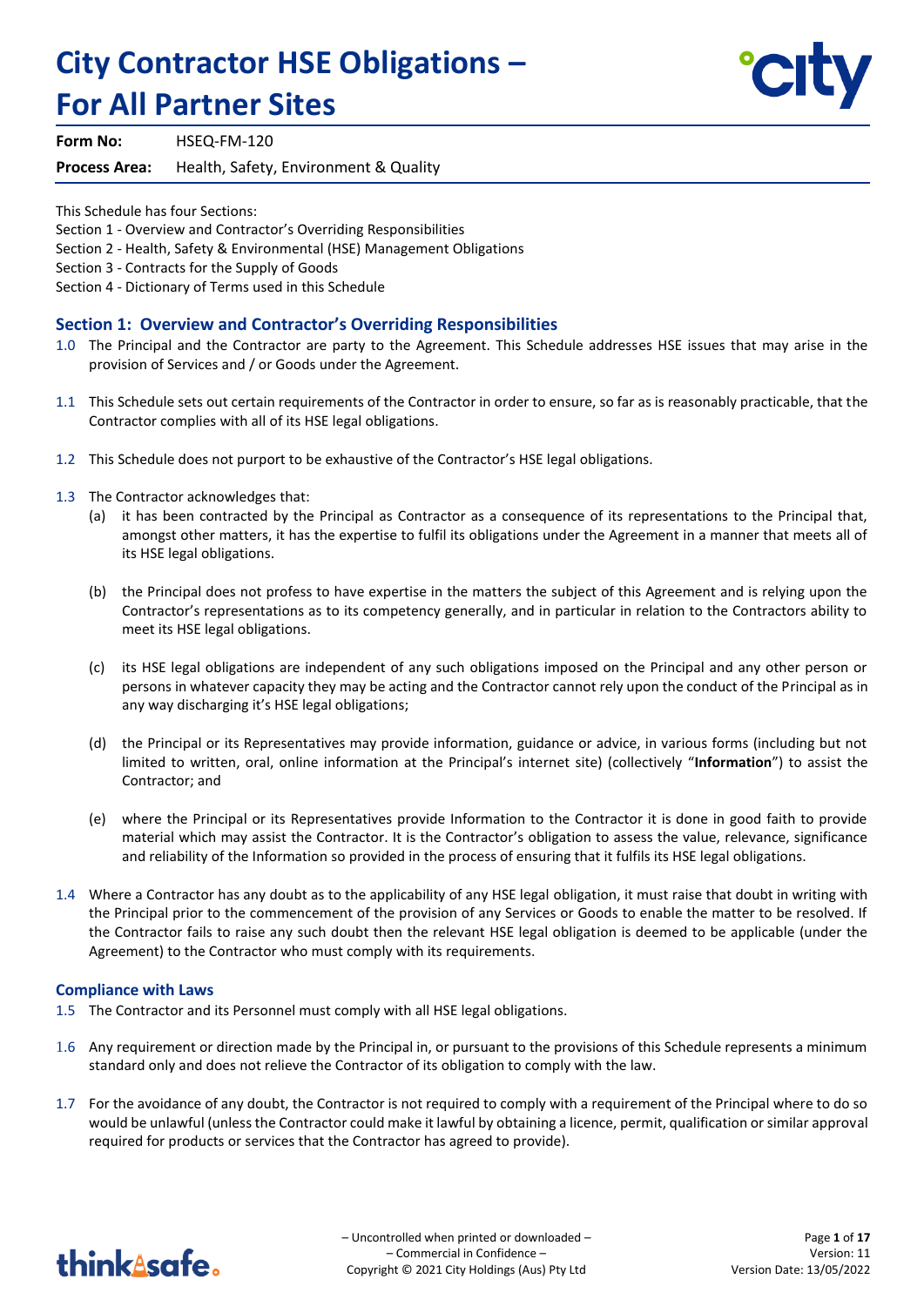# City Contractor HSE Obligations – For All Partner Sites

**Form No:** HSEQ-FM-120

**Process Area:** Health, Safety, Environment & Quality

This Schedule has four Sections:
Section 1 - Overview and Contractor's Overriding Responsibilities
Section 2 - Health, Safety & Environmental (HSE) Management Obligations
Section 3 - Contracts for the Supply of Goods
Section 4 - Dictionary of Terms used in this Schedule

## Section 1: Overview and Contractor's Overriding Responsibilities

1.0 The Principal and the Contractor are party to the Agreement. This Schedule addresses HSE issues that may arise in the provision of Services and / or Goods under the Agreement.

1.1 This Schedule sets out certain requirements of the Contractor in order to ensure, so far as is reasonably practicable, that the Contractor complies with all of its HSE legal obligations.

1.2 This Schedule does not purport to be exhaustive of the Contractor's HSE legal obligations.

1.3 The Contractor acknowledges that:

(a) it has been contracted by the Principal as Contractor as a consequence of its representations to the Principal that, amongst other matters, it has the expertise to fulfil its obligations under the Agreement in a manner that meets all of its HSE legal obligations.

(b) the Principal does not profess to have expertise in the matters the subject of this Agreement and is relying upon the Contractor's representations as to its competency generally, and in particular in relation to the Contractors ability to meet its HSE legal obligations.

(c) its HSE legal obligations are independent of any such obligations imposed on the Principal and any other person or persons in whatever capacity they may be acting and the Contractor cannot rely upon the conduct of the Principal as in any way discharging it's HSE legal obligations;

(d) the Principal or its Representatives may provide information, guidance or advice, in various forms (including but not limited to written, oral, online information at the Principal's internet site) (collectively "**Information**") to assist the Contractor; and

(e) where the Principal or its Representatives provide Information to the Contractor it is done in good faith to provide material which may assist the Contractor. It is the Contractor's obligation to assess the value, relevance, significance and reliability of the Information so provided in the process of ensuring that it fulfils its HSE legal obligations.

1.4 Where a Contractor has any doubt as to the applicability of any HSE legal obligation, it must raise that doubt in writing with the Principal prior to the commencement of the provision of any Services or Goods to enable the matter to be resolved. If the Contractor fails to raise any such doubt then the relevant HSE legal obligation is deemed to be applicable (under the Agreement) to the Contractor who must comply with its requirements.

### Compliance with Laws

1.5 The Contractor and its Personnel must comply with all HSE legal obligations.

1.6 Any requirement or direction made by the Principal in, or pursuant to the provisions of this Schedule represents a minimum standard only and does not relieve the Contractor of its obligation to comply with the law.

1.7 For the avoidance of any doubt, the Contractor is not required to comply with a requirement of the Principal where to do so would be unlawful (unless the Contractor could make it lawful by obtaining a licence, permit, qualification or similar approval required for products or services that the Contractor has agreed to provide).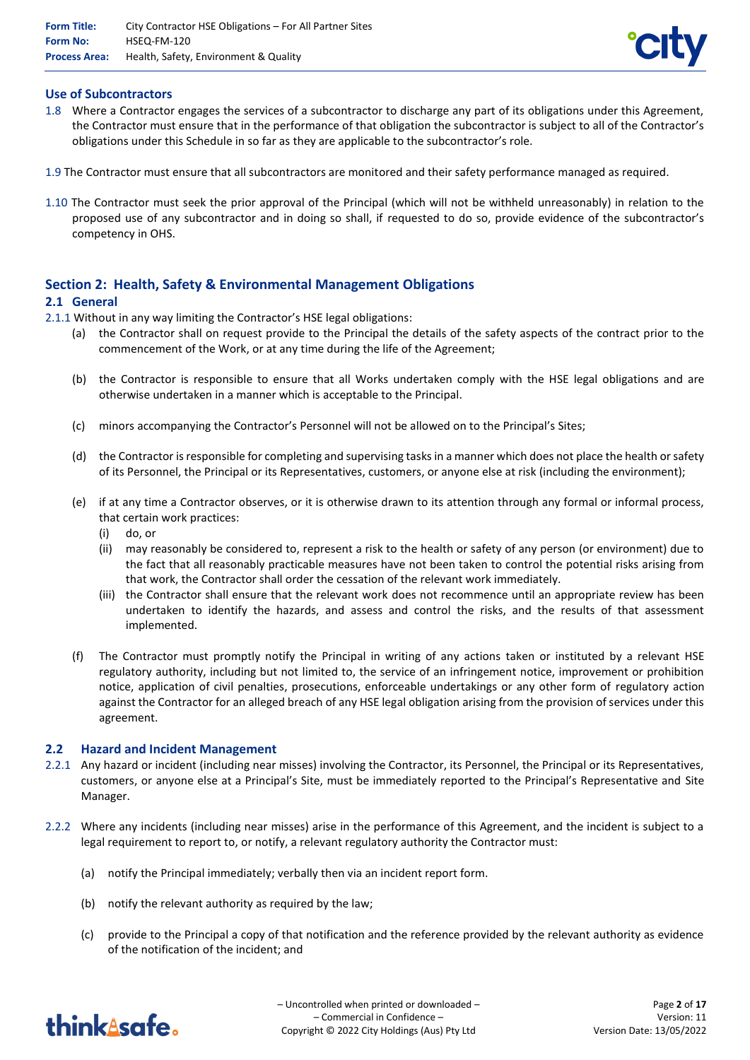### Use of Subcontractors

1.8 Where a Contractor engages the services of a subcontractor to discharge any part of its obligations under this Agreement, the Contractor must ensure that in the performance of that obligation the subcontractor is subject to all of the Contractor's obligations under this Schedule in so far as they are applicable to the subcontractor's role.

1.9 The Contractor must ensure that all subcontractors are monitored and their safety performance managed as required.

1.10 The Contractor must seek the prior approval of the Principal (which will not be withheld unreasonably) in relation to the proposed use of any subcontractor and in doing so shall, if requested to do so, provide evidence of the subcontractor's competency in OHS.

## Section 2: Health, Safety & Environmental Management Obligations

### 2.1 General

2.1.1 Without in any way limiting the Contractor's HSE legal obligations:

(a) the Contractor shall on request provide to the Principal the details of the safety aspects of the contract prior to the commencement of the Work, or at any time during the life of the Agreement;

(b) the Contractor is responsible to ensure that all Works undertaken comply with the HSE legal obligations and are otherwise undertaken in a manner which is acceptable to the Principal.

(c) minors accompanying the Contractor's Personnel will not be allowed on to the Principal's Sites;

(d) the Contractor is responsible for completing and supervising tasks in a manner which does not place the health or safety of its Personnel, the Principal or its Representatives, customers, or anyone else at risk (including the environment);

(e) if at any time a Contractor observes, or it is otherwise drawn to its attention through any formal or informal process, that certain work practices:
   (i) do, or
   (ii) may reasonably be considered to, represent a risk to the health or safety of any person (or environment) due to the fact that all reasonably practicable measures have not been taken to control the potential risks arising from that work, the Contractor shall order the cessation of the relevant work immediately.
   (iii) the Contractor shall ensure that the relevant work does not recommence until an appropriate review has been undertaken to identify the hazards, and assess and control the risks, and the results of that assessment implemented.

(f) The Contractor must promptly notify the Principal in writing of any actions taken or instituted by a relevant HSE regulatory authority, including but not limited to, the service of an infringement notice, improvement or prohibition notice, application of civil penalties, prosecutions, enforceable undertakings or any other form of regulatory action against the Contractor for an alleged breach of any HSE legal obligation arising from the provision of services under this agreement.

### 2.2 Hazard and Incident Management

2.2.1 Any hazard or incident (including near misses) involving the Contractor, its Personnel, the Principal or its Representatives, customers, or anyone else at a Principal's Site, must be immediately reported to the Principal's Representative and Site Manager.

2.2.2 Where any incidents (including near misses) arise in the performance of this Agreement, and the incident is subject to a legal requirement to report to, or notify, a relevant regulatory authority the Contractor must:

(a) notify the Principal immediately; verbally then via an incident report form.

(b) notify the relevant authority as required by the law;

(c) provide to the Principal a copy of that notification and the reference provided by the relevant authority as evidence of the notification of the incident; and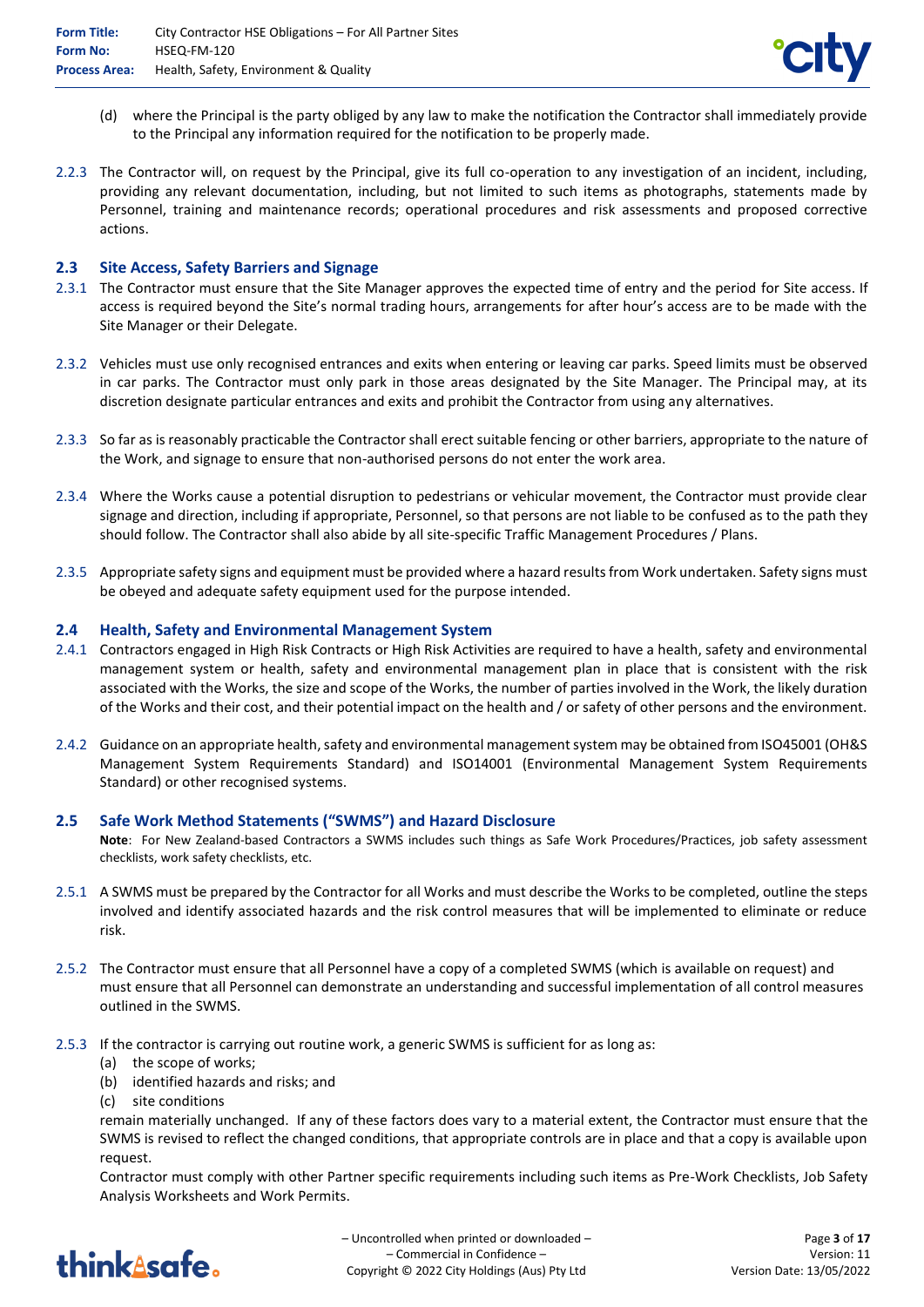(d) where the Principal is the party obliged by any law to make the notification the Contractor shall immediately provide to the Principal any information required for the notification to be properly made.

2.2.3 The Contractor will, on request by the Principal, give its full co-operation to any investigation of an incident, including, providing any relevant documentation, including, but not limited to such items as photographs, statements made by Personnel, training and maintenance records; operational procedures and risk assessments and proposed corrective actions.

## 2.3 Site Access, Safety Barriers and Signage

2.3.1 The Contractor must ensure that the Site Manager approves the expected time of entry and the period for Site access. If access is required beyond the Site's normal trading hours, arrangements for after hour's access are to be made with the Site Manager or their Delegate.

2.3.2 Vehicles must use only recognised entrances and exits when entering or leaving car parks. Speed limits must be observed in car parks. The Contractor must only park in those areas designated by the Site Manager. The Principal may, at its discretion designate particular entrances and exits and prohibit the Contractor from using any alternatives.

2.3.3 So far as is reasonably practicable the Contractor shall erect suitable fencing or other barriers, appropriate to the nature of the Work, and signage to ensure that non-authorised persons do not enter the work area.

2.3.4 Where the Works cause a potential disruption to pedestrians or vehicular movement, the Contractor must provide clear signage and direction, including if appropriate, Personnel, so that persons are not liable to be confused as to the path they should follow. The Contractor shall also abide by all site-specific Traffic Management Procedures / Plans.

2.3.5 Appropriate safety signs and equipment must be provided where a hazard results from Work undertaken. Safety signs must be obeyed and adequate safety equipment used for the purpose intended.

## 2.4 Health, Safety and Environmental Management System

2.4.1 Contractors engaged in High Risk Contracts or High Risk Activities are required to have a health, safety and environmental management system or health, safety and environmental management plan in place that is consistent with the risk associated with the Works, the size and scope of the Works, the number of parties involved in the Work, the likely duration of the Works and their cost, and their potential impact on the health and / or safety of other persons and the environment.

2.4.2 Guidance on an appropriate health, safety and environmental management system may be obtained from ISO45001 (OH&S Management System Requirements Standard) and ISO14001 (Environmental Management System Requirements Standard) or other recognised systems.

## 2.5 Safe Work Method Statements ("SWMS") and Hazard Disclosure

**Note**: For New Zealand-based Contractors a SWMS includes such things as Safe Work Procedures/Practices, job safety assessment checklists, work safety checklists, etc.

2.5.1 A SWMS must be prepared by the Contractor for all Works and must describe the Works to be completed, outline the steps involved and identify associated hazards and the risk control measures that will be implemented to eliminate or reduce risk.

2.5.2 The Contractor must ensure that all Personnel have a copy of a completed SWMS (which is available on request) and must ensure that all Personnel can demonstrate an understanding and successful implementation of all control measures outlined in the SWMS.

2.5.3 If the contractor is carrying out routine work, a generic SWMS is sufficient for as long as:

(a) the scope of works;
(b) identified hazards and risks; and
(c) site conditions

remain materially unchanged. If any of these factors does vary to a material extent, the Contractor must ensure that the SWMS is revised to reflect the changed conditions, that appropriate controls are in place and that a copy is available upon request.

Contractor must comply with other Partner specific requirements including such items as Pre-Work Checklists, Job Safety Analysis Worksheets and Work Permits.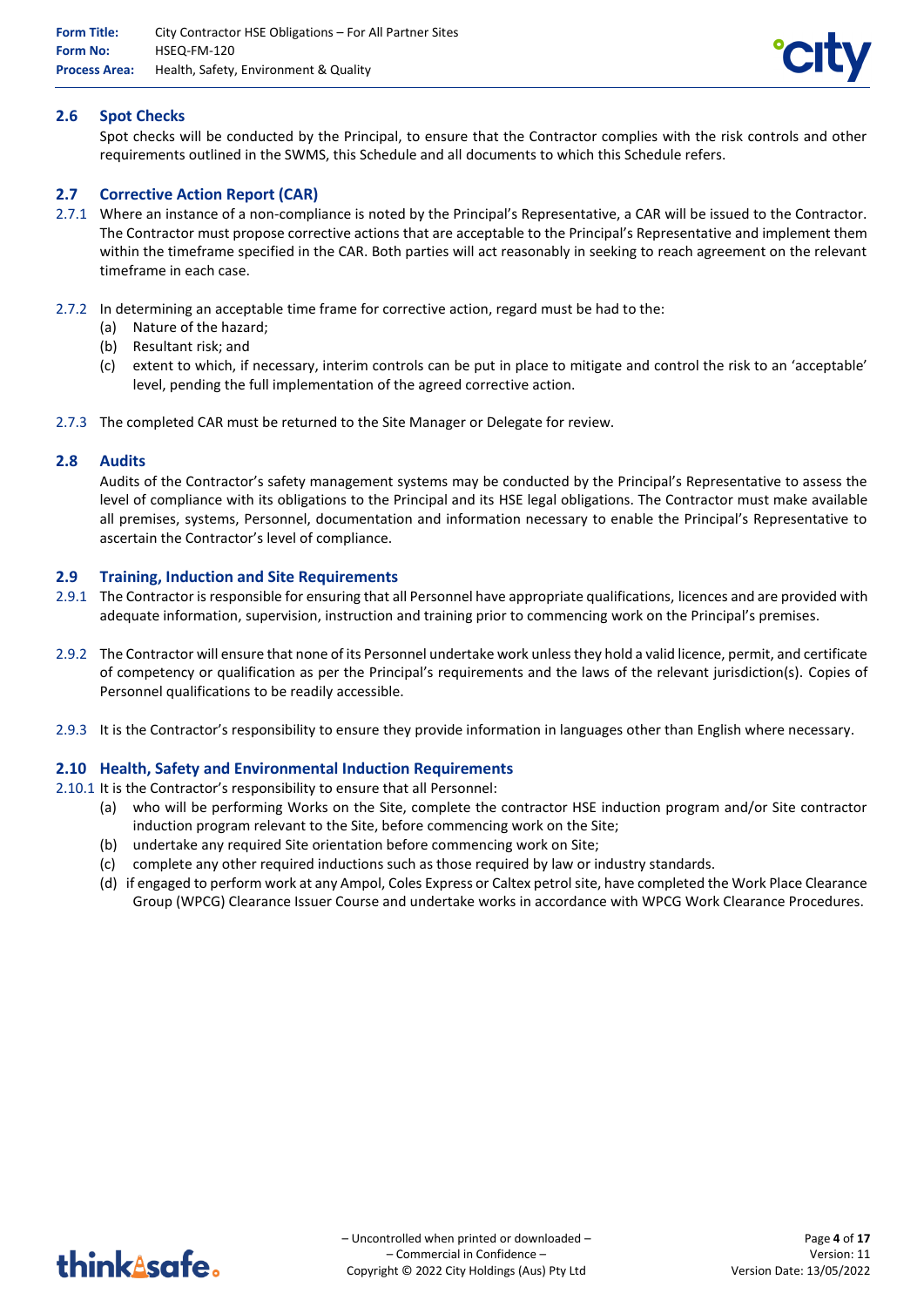## 2.6 Spot Checks

Spot checks will be conducted by the Principal, to ensure that the Contractor complies with the risk controls and other requirements outlined in the SWMS, this Schedule and all documents to which this Schedule refers.

## 2.7 Corrective Action Report (CAR)

2.7.1 Where an instance of a non-compliance is noted by the Principal's Representative, a CAR will be issued to the Contractor. The Contractor must propose corrective actions that are acceptable to the Principal's Representative and implement them within the timeframe specified in the CAR. Both parties will act reasonably in seeking to reach agreement on the relevant timeframe in each case.

2.7.2 In determining an acceptable time frame for corrective action, regard must be had to the:

(a) Nature of the hazard;

(b) Resultant risk; and

(c) extent to which, if necessary, interim controls can be put in place to mitigate and control the risk to an 'acceptable' level, pending the full implementation of the agreed corrective action.

2.7.3 The completed CAR must be returned to the Site Manager or Delegate for review.

## 2.8 Audits

Audits of the Contractor's safety management systems may be conducted by the Principal's Representative to assess the level of compliance with its obligations to the Principal and its HSE legal obligations. The Contractor must make available all premises, systems, Personnel, documentation and information necessary to enable the Principal's Representative to ascertain the Contractor's level of compliance.

## 2.9 Training, Induction and Site Requirements

2.9.1 The Contractor is responsible for ensuring that all Personnel have appropriate qualifications, licences and are provided with adequate information, supervision, instruction and training prior to commencing work on the Principal's premises.

2.9.2 The Contractor will ensure that none of its Personnel undertake work unless they hold a valid licence, permit, and certificate of competency or qualification as per the Principal's requirements and the laws of the relevant jurisdiction(s). Copies of Personnel qualifications to be readily accessible.

2.9.3 It is the Contractor's responsibility to ensure they provide information in languages other than English where necessary.

## 2.10 Health, Safety and Environmental Induction Requirements

2.10.1 It is the Contractor's responsibility to ensure that all Personnel:

(a) who will be performing Works on the Site, complete the contractor HSE induction program and/or Site contractor induction program relevant to the Site, before commencing work on the Site;

(b) undertake any required Site orientation before commencing work on Site;

(c) complete any other required inductions such as those required by law or industry standards.

(d) if engaged to perform work at any Ampol, Coles Express or Caltex petrol site, have completed the Work Place Clearance Group (WPCG) Clearance Issuer Course and undertake works in accordance with WPCG Work Clearance Procedures.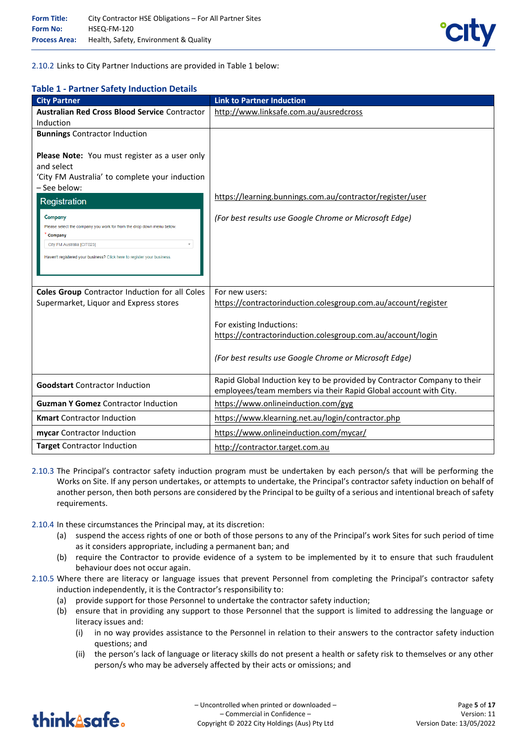2.10.2 Links to City Partner Inductions are provided in Table 1 below:

**Table 1 - Partner Safety Induction Details**

| City Partner | Link to Partner Induction |
|---|---|
| **Australian Red Cross Blood Service** Contractor Induction | http://www.linksafe.com.au/ausredcross |
| **Bunnings** Contractor Induction<br><br>**Please Note:** You must register as a user only and select 'City FM Australia' to complete your induction – See below:<br><br>Registration<br>Company<br>Please select the company you work for from the drop down menu below.<br>* Company<br>City FM Australia [CIT023]<br>Haven't registered your business? Click here to register your business. | https://learning.bunnings.com.au/contractor/register/user<br><br>*(For best results use Google Chrome or Microsoft Edge)* |
| **Coles Group** Contractor Induction for all Coles Supermarket, Liquor and Express stores | For new users:<br>https://contractorinduction.colesgroup.com.au/account/register<br><br>For existing Inductions:<br>https://contractorinduction.colesgroup.com.au/account/login<br><br>*(For best results use Google Chrome or Microsoft Edge)* |
| **Goodstart** Contractor Induction | Rapid Global Induction key to be provided by Contractor Company to their employees/team members via their Rapid Global account with City. |
| **Guzman Y Gomez** Contractor Induction | https://www.onlineinduction.com/gyg |
| **Kmart** Contractor Induction | https://www.klearning.net.au/login/contractor.php |
| **mycar** Contractor Induction | https://www.onlineinduction.com/mycar/ |
| **Target** Contractor Induction | http://contractor.target.com.au |

2.10.3 The Principal's contractor safety induction program must be undertaken by each person/s that will be performing the Works on Site. If any person undertakes, or attempts to undertake, the Principal's contractor safety induction on behalf of another person, then both persons are considered by the Principal to be guilty of a serious and intentional breach of safety requirements.

2.10.4 In these circumstances the Principal may, at its discretion:

(a) suspend the access rights of one or both of those persons to any of the Principal's work Sites for such period of time as it considers appropriate, including a permanent ban; and

(b) require the Contractor to provide evidence of a system to be implemented by it to ensure that such fraudulent behaviour does not occur again.

2.10.5 Where there are literacy or language issues that prevent Personnel from completing the Principal's contractor safety induction independently, it is the Contractor's responsibility to:

(a) provide support for those Personnel to undertake the contractor safety induction;

(b) ensure that in providing any support to those Personnel that the support is limited to addressing the language or literacy issues and:

(i) in no way provides assistance to the Personnel in relation to their answers to the contractor safety induction questions; and

(ii) the person's lack of language or literacy skills do not present a health or safety risk to themselves or any other person/s who may be adversely affected by their acts or omissions; and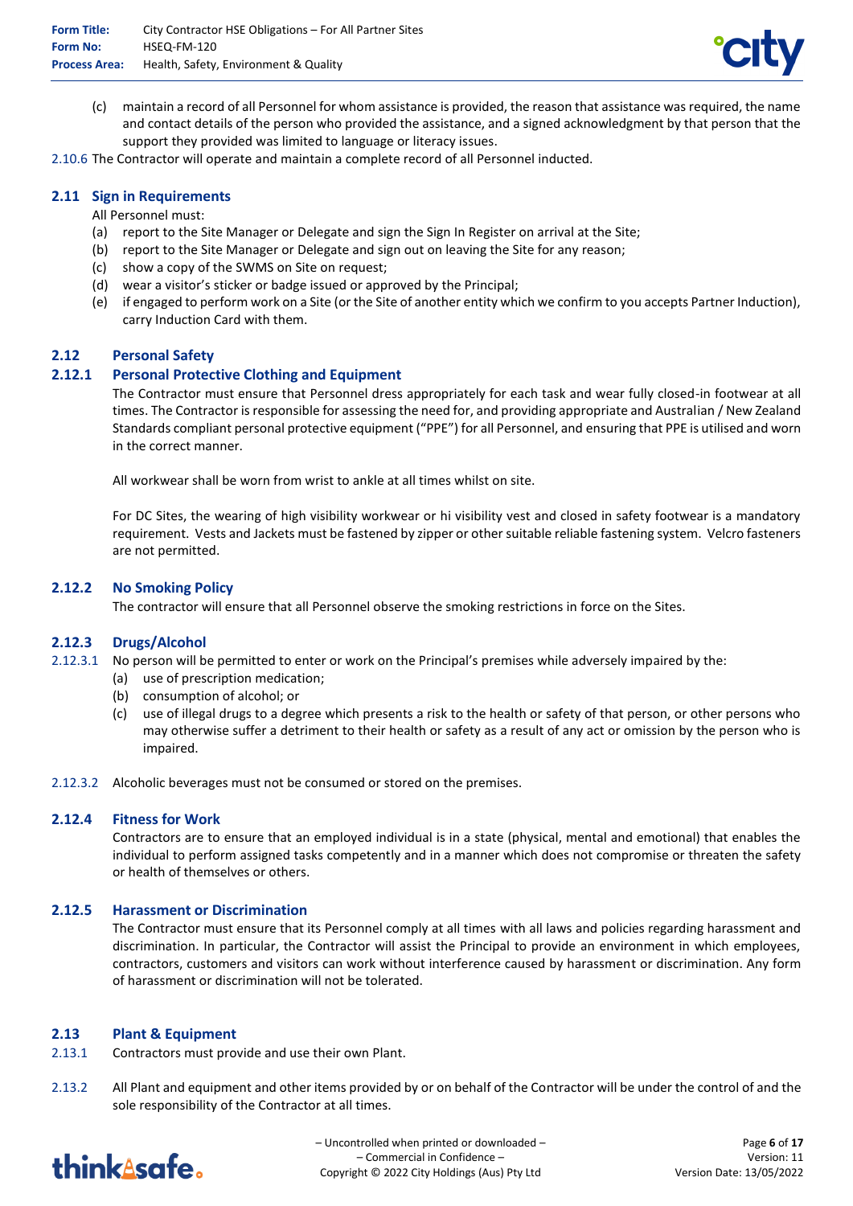(c) maintain a record of all Personnel for whom assistance is provided, the reason that assistance was required, the name and contact details of the person who provided the assistance, and a signed acknowledgment by that person that the support they provided was limited to language or literacy issues.

2.10.6 The Contractor will operate and maintain a complete record of all Personnel inducted.

## 2.11 Sign in Requirements

All Personnel must:

(a) report to the Site Manager or Delegate and sign the Sign In Register on arrival at the Site;
(b) report to the Site Manager or Delegate and sign out on leaving the Site for any reason;
(c) show a copy of the SWMS on Site on request;
(d) wear a visitor's sticker or badge issued or approved by the Principal;
(e) if engaged to perform work on a Site (or the Site of another entity which we confirm to you accepts Partner Induction), carry Induction Card with them.

## 2.12 Personal Safety

### 2.12.1 Personal Protective Clothing and Equipment

The Contractor must ensure that Personnel dress appropriately for each task and wear fully closed-in footwear at all times. The Contractor is responsible for assessing the need for, and providing appropriate and Australian / New Zealand Standards compliant personal protective equipment ("PPE") for all Personnel, and ensuring that PPE is utilised and worn in the correct manner.

All workwear shall be worn from wrist to ankle at all times whilst on site.

For DC Sites, the wearing of high visibility workwear or hi visibility vest and closed in safety footwear is a mandatory requirement. Vests and Jackets must be fastened by zipper or other suitable reliable fastening system. Velcro fasteners are not permitted.

### 2.12.2 No Smoking Policy

The contractor will ensure that all Personnel observe the smoking restrictions in force on the Sites.

### 2.12.3 Drugs/Alcohol

2.12.3.1 No person will be permitted to enter or work on the Principal's premises while adversely impaired by the:

(a) use of prescription medication;
(b) consumption of alcohol; or
(c) use of illegal drugs to a degree which presents a risk to the health or safety of that person, or other persons who may otherwise suffer a detriment to their health or safety as a result of any act or omission by the person who is impaired.

2.12.3.2 Alcoholic beverages must not be consumed or stored on the premises.

### 2.12.4 Fitness for Work

Contractors are to ensure that an employed individual is in a state (physical, mental and emotional) that enables the individual to perform assigned tasks competently and in a manner which does not compromise or threaten the safety or health of themselves or others.

### 2.12.5 Harassment or Discrimination

The Contractor must ensure that its Personnel comply at all times with all laws and policies regarding harassment and discrimination. In particular, the Contractor will assist the Principal to provide an environment in which employees, contractors, customers and visitors can work without interference caused by harassment or discrimination. Any form of harassment or discrimination will not be tolerated.

## 2.13 Plant & Equipment

2.13.1 Contractors must provide and use their own Plant.

2.13.2 All Plant and equipment and other items provided by or on behalf of the Contractor will be under the control of and the sole responsibility of the Contractor at all times.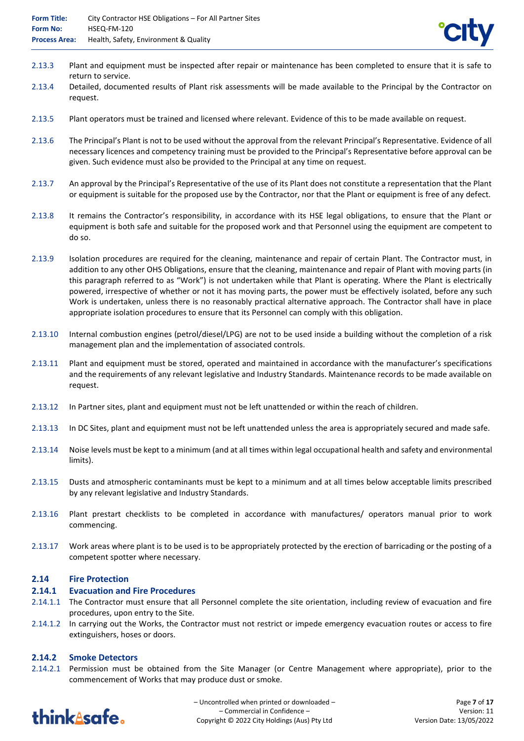2.13.3 Plant and equipment must be inspected after repair or maintenance has been completed to ensure that it is safe to return to service.

2.13.4 Detailed, documented results of Plant risk assessments will be made available to the Principal by the Contractor on request.

2.13.5 Plant operators must be trained and licensed where relevant. Evidence of this to be made available on request.

2.13.6 The Principal's Plant is not to be used without the approval from the relevant Principal's Representative. Evidence of all necessary licences and competency training must be provided to the Principal's Representative before approval can be given. Such evidence must also be provided to the Principal at any time on request.

2.13.7 An approval by the Principal's Representative of the use of its Plant does not constitute a representation that the Plant or equipment is suitable for the proposed use by the Contractor, nor that the Plant or equipment is free of any defect.

2.13.8 It remains the Contractor's responsibility, in accordance with its HSE legal obligations, to ensure that the Plant or equipment is both safe and suitable for the proposed work and that Personnel using the equipment are competent to do so.

2.13.9 Isolation procedures are required for the cleaning, maintenance and repair of certain Plant. The Contractor must, in addition to any other OHS Obligations, ensure that the cleaning, maintenance and repair of Plant with moving parts (in this paragraph referred to as "Work") is not undertaken while that Plant is operating. Where the Plant is electrically powered, irrespective of whether or not it has moving parts, the power must be effectively isolated, before any such Work is undertaken, unless there is no reasonably practical alternative approach. The Contractor shall have in place appropriate isolation procedures to ensure that its Personnel can comply with this obligation.

2.13.10 Internal combustion engines (petrol/diesel/LPG) are not to be used inside a building without the completion of a risk management plan and the implementation of associated controls.

2.13.11 Plant and equipment must be stored, operated and maintained in accordance with the manufacturer's specifications and the requirements of any relevant legislative and Industry Standards. Maintenance records to be made available on request.

2.13.12 In Partner sites, plant and equipment must not be left unattended or within the reach of children.

2.13.13 In DC Sites, plant and equipment must not be left unattended unless the area is appropriately secured and made safe.

2.13.14 Noise levels must be kept to a minimum (and at all times within legal occupational health and safety and environmental limits).

2.13.15 Dusts and atmospheric contaminants must be kept to a minimum and at all times below acceptable limits prescribed by any relevant legislative and Industry Standards.

2.13.16 Plant prestart checklists to be completed in accordance with manufactures/ operators manual prior to work commencing.

2.13.17 Work areas where plant is to be used is to be appropriately protected by the erection of barricading or the posting of a competent spotter where necessary.

## 2.14 Fire Protection

### 2.14.1 Evacuation and Fire Procedures

2.14.1.1 The Contractor must ensure that all Personnel complete the site orientation, including review of evacuation and fire procedures, upon entry to the Site.

2.14.1.2 In carrying out the Works, the Contractor must not restrict or impede emergency evacuation routes or access to fire extinguishers, hoses or doors.

### 2.14.2 Smoke Detectors

2.14.2.1 Permission must be obtained from the Site Manager (or Centre Management where appropriate), prior to the commencement of Works that may produce dust or smoke.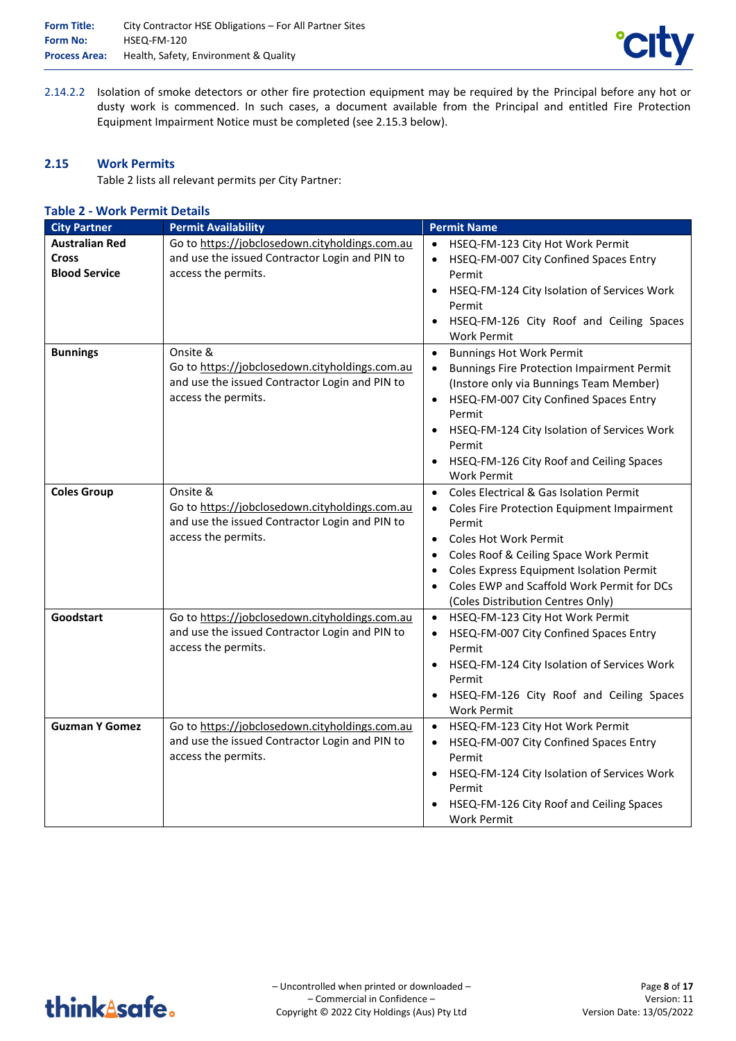2.14.2.2 Isolation of smoke detectors or other fire protection equipment may be required by the Principal before any hot or dusty work is commenced. In such cases, a document available from the Principal and entitled Fire Protection Equipment Impairment Notice must be completed (see 2.15.3 below).

## 2.15 Work Permits

Table 2 lists all relevant permits per City Partner:

### Table 2 - Work Permit Details

| City Partner | Permit Availability | Permit Name |
|---|---|---|
| **Australian Red Cross Blood Service** | Go to https://jobclosedown.cityholdings.com.au and use the issued Contractor Login and PIN to access the permits. | • HSEQ-FM-123 City Hot Work Permit<br>• HSEQ-FM-007 City Confined Spaces Entry Permit<br>• HSEQ-FM-124 City Isolation of Services Work Permit<br>• HSEQ-FM-126 City Roof and Ceiling Spaces Work Permit |
| **Bunnings** | Onsite &<br>Go to https://jobclosedown.cityholdings.com.au and use the issued Contractor Login and PIN to access the permits. | • Bunnings Hot Work Permit<br>• Bunnings Fire Protection Impairment Permit (Instore only via Bunnings Team Member)<br>• HSEQ-FM-007 City Confined Spaces Entry Permit<br>• HSEQ-FM-124 City Isolation of Services Work Permit<br>• HSEQ-FM-126 City Roof and Ceiling Spaces Work Permit |
| **Coles Group** | Onsite &<br>Go to https://jobclosedown.cityholdings.com.au and use the issued Contractor Login and PIN to access the permits. | • Coles Electrical & Gas Isolation Permit<br>• Coles Fire Protection Equipment Impairment Permit<br>• Coles Hot Work Permit<br>• Coles Roof & Ceiling Space Work Permit<br>• Coles Express Equipment Isolation Permit<br>• Coles EWP and Scaffold Work Permit for DCs (Coles Distribution Centres Only) |
| **Goodstart** | Go to https://jobclosedown.cityholdings.com.au and use the issued Contractor Login and PIN to access the permits. | • HSEQ-FM-123 City Hot Work Permit<br>• HSEQ-FM-007 City Confined Spaces Entry Permit<br>• HSEQ-FM-124 City Isolation of Services Work Permit<br>• HSEQ-FM-126 City Roof and Ceiling Spaces Work Permit |
| **Guzman Y Gomez** | Go to https://jobclosedown.cityholdings.com.au and use the issued Contractor Login and PIN to access the permits. | • HSEQ-FM-123 City Hot Work Permit<br>• HSEQ-FM-007 City Confined Spaces Entry Permit<br>• HSEQ-FM-124 City Isolation of Services Work Permit<br>• HSEQ-FM-126 City Roof and Ceiling Spaces Work Permit |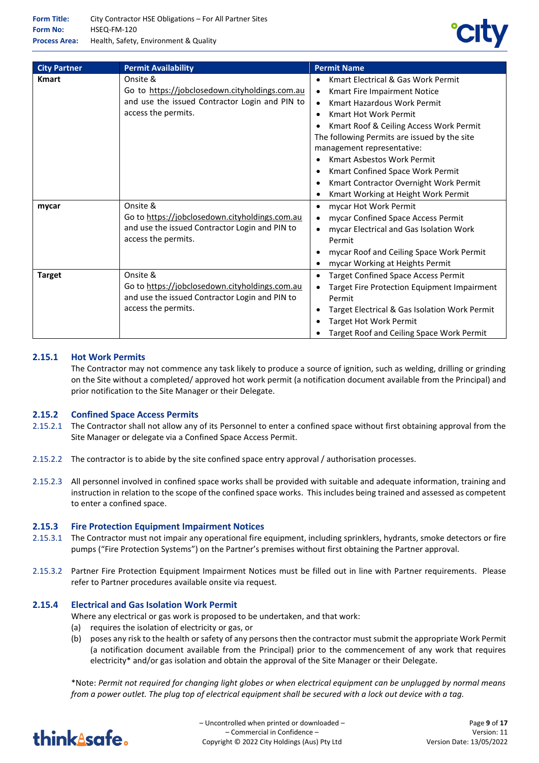| City Partner | Permit Availability | Permit Name |
| --- | --- | --- |
| **Kmart** | Onsite & Go to https://jobclosedown.cityholdings.com.au and use the issued Contractor Login and PIN to access the permits. | • Kmart Electrical & Gas Work Permit<br>• Kmart Fire Impairment Notice<br>• Kmart Hazardous Work Permit<br>• Kmart Hot Work Permit<br>• Kmart Roof & Ceiling Access Work Permit<br>The following Permits are issued by the site management representative:<br>• Kmart Asbestos Work Permit<br>• Kmart Confined Space Work Permit<br>• Kmart Contractor Overnight Work Permit<br>• Kmart Working at Height Work Permit |
| **mycar** | Onsite & Go to https://jobclosedown.cityholdings.com.au and use the issued Contractor Login and PIN to access the permits. | • mycar Hot Work Permit<br>• mycar Confined Space Access Permit<br>• mycar Electrical and Gas Isolation Work Permit<br>• mycar Roof and Ceiling Space Work Permit<br>• mycar Working at Heights Permit |
| **Target** | Onsite & Go to https://jobclosedown.cityholdings.com.au and use the issued Contractor Login and PIN to access the permits. | • Target Confined Space Access Permit<br>• Target Fire Protection Equipment Impairment Permit<br>• Target Electrical & Gas Isolation Work Permit<br>• Target Hot Work Permit<br>• Target Roof and Ceiling Space Work Permit |

### 2.15.1 Hot Work Permits

The Contractor may not commence any task likely to produce a source of ignition, such as welding, drilling or grinding on the Site without a completed/ approved hot work permit (a notification document available from the Principal) and prior notification to the Site Manager or their Delegate.

### 2.15.2 Confined Space Access Permits

2.15.2.1 The Contractor shall not allow any of its Personnel to enter a confined space without first obtaining approval from the Site Manager or delegate via a Confined Space Access Permit.

2.15.2.2 The contractor is to abide by the site confined space entry approval / authorisation processes.

2.15.2.3 All personnel involved in confined space works shall be provided with suitable and adequate information, training and instruction in relation to the scope of the confined space works. This includes being trained and assessed as competent to enter a confined space.

### 2.15.3 Fire Protection Equipment Impairment Notices

2.15.3.1 The Contractor must not impair any operational fire equipment, including sprinklers, hydrants, smoke detectors or fire pumps ("Fire Protection Systems") on the Partner's premises without first obtaining the Partner approval.

2.15.3.2 Partner Fire Protection Equipment Impairment Notices must be filled out in line with Partner requirements. Please refer to Partner procedures available onsite via request.

### 2.15.4 Electrical and Gas Isolation Work Permit

Where any electrical or gas work is proposed to be undertaken, and that work:

(a) requires the isolation of electricity or gas, or

(b) poses any risk to the health or safety of any persons then the contractor must submit the appropriate Work Permit (a notification document available from the Principal) prior to the commencement of any work that requires electricity* and/or gas isolation and obtain the approval of the Site Manager or their Delegate.

*Note: *Permit not required for changing light globes or when electrical equipment can be unplugged by normal means from a power outlet. The plug top of electrical equipment shall be secured with a lock out device with a tag.*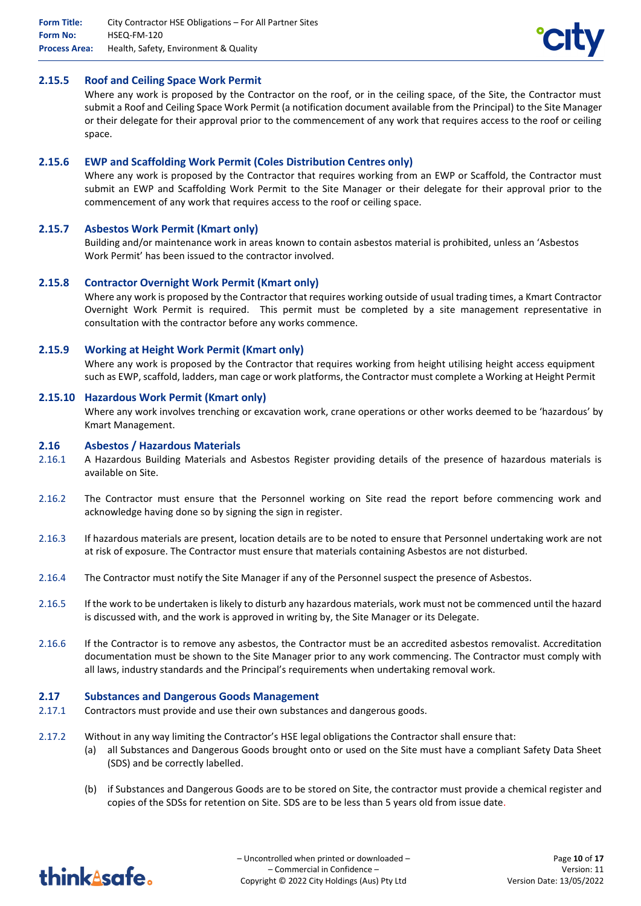### 2.15.5 Roof and Ceiling Space Work Permit

Where any work is proposed by the Contractor on the roof, or in the ceiling space, of the Site, the Contractor must submit a Roof and Ceiling Space Work Permit (a notification document available from the Principal) to the Site Manager or their delegate for their approval prior to the commencement of any work that requires access to the roof or ceiling space.

### 2.15.6 EWP and Scaffolding Work Permit (Coles Distribution Centres only)

Where any work is proposed by the Contractor that requires working from an EWP or Scaffold, the Contractor must submit an EWP and Scaffolding Work Permit to the Site Manager or their delegate for their approval prior to the commencement of any work that requires access to the roof or ceiling space.

### 2.15.7 Asbestos Work Permit (Kmart only)

Building and/or maintenance work in areas known to contain asbestos material is prohibited, unless an 'Asbestos Work Permit' has been issued to the contractor involved.

### 2.15.8 Contractor Overnight Work Permit (Kmart only)

Where any work is proposed by the Contractor that requires working outside of usual trading times, a Kmart Contractor Overnight Work Permit is required. This permit must be completed by a site management representative in consultation with the contractor before any works commence.

### 2.15.9 Working at Height Work Permit (Kmart only)

Where any work is proposed by the Contractor that requires working from height utilising height access equipment such as EWP, scaffold, ladders, man cage or work platforms, the Contractor must complete a Working at Height Permit

### 2.15.10 Hazardous Work Permit (Kmart only)

Where any work involves trenching or excavation work, crane operations or other works deemed to be 'hazardous' by Kmart Management.

## 2.16 Asbestos / Hazardous Materials

2.16.1 A Hazardous Building Materials and Asbestos Register providing details of the presence of hazardous materials is available on Site.

2.16.2 The Contractor must ensure that the Personnel working on Site read the report before commencing work and acknowledge having done so by signing the sign in register.

2.16.3 If hazardous materials are present, location details are to be noted to ensure that Personnel undertaking work are not at risk of exposure. The Contractor must ensure that materials containing Asbestos are not disturbed.

2.16.4 The Contractor must notify the Site Manager if any of the Personnel suspect the presence of Asbestos.

2.16.5 If the work to be undertaken is likely to disturb any hazardous materials, work must not be commenced until the hazard is discussed with, and the work is approved in writing by, the Site Manager or its Delegate.

2.16.6 If the Contractor is to remove any asbestos, the Contractor must be an accredited asbestos removalist. Accreditation documentation must be shown to the Site Manager prior to any work commencing. The Contractor must comply with all laws, industry standards and the Principal's requirements when undertaking removal work.

## 2.17 Substances and Dangerous Goods Management

2.17.1 Contractors must provide and use their own substances and dangerous goods.

2.17.2 Without in any way limiting the Contractor's HSE legal obligations the Contractor shall ensure that:

(a) all Substances and Dangerous Goods brought onto or used on the Site must have a compliant Safety Data Sheet (SDS) and be correctly labelled.

(b) if Substances and Dangerous Goods are to be stored on Site, the contractor must provide a chemical register and copies of the SDSs for retention on Site. SDS are to be less than 5 years old from issue date.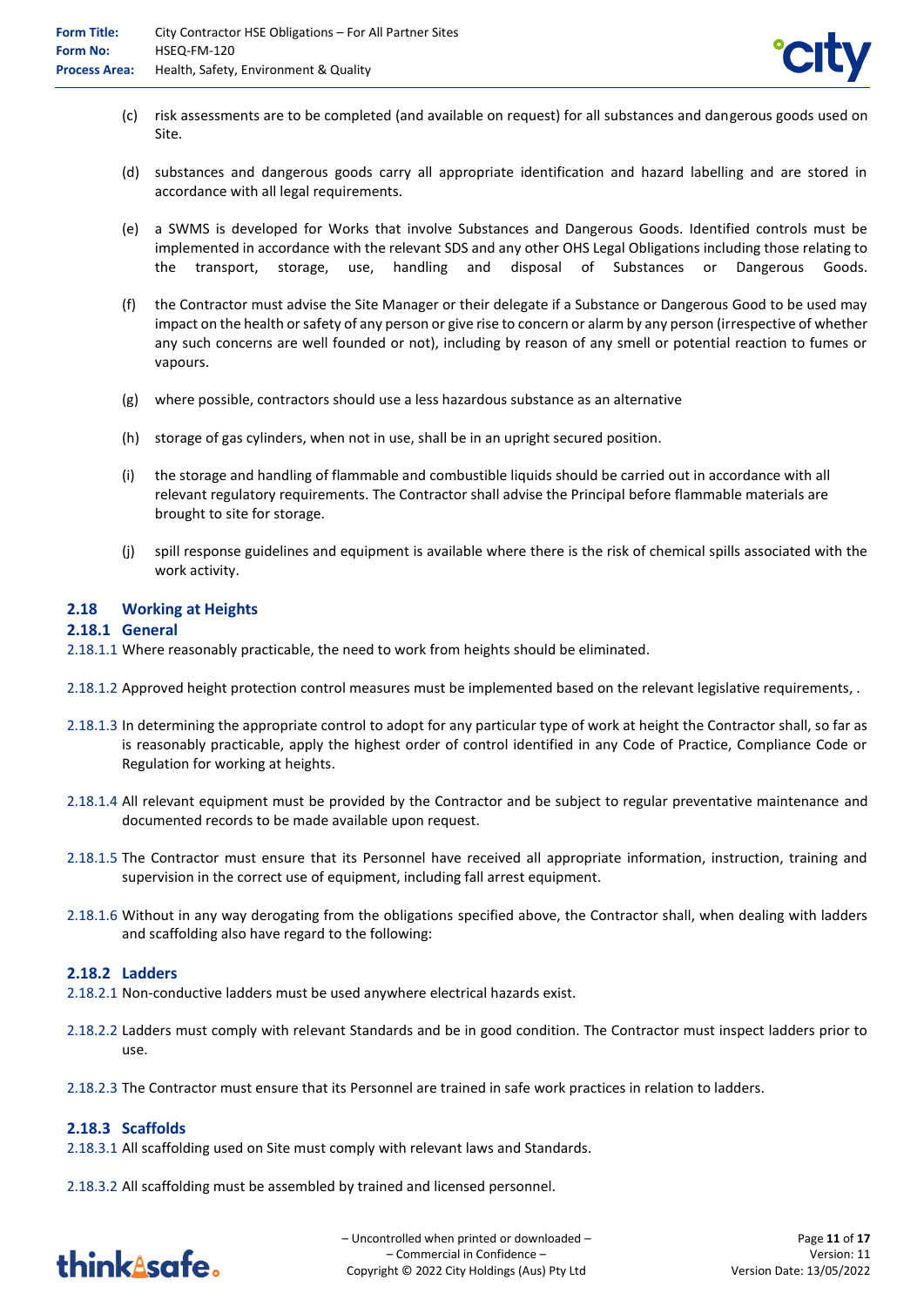(c) risk assessments are to be completed (and available on request) for all substances and dangerous goods used on Site.

(d) substances and dangerous goods carry all appropriate identification and hazard labelling and are stored in accordance with all legal requirements.

(e) a SWMS is developed for Works that involve Substances and Dangerous Goods. Identified controls must be implemented in accordance with the relevant SDS and any other OHS Legal Obligations including those relating to the transport, storage, use, handling and disposal of Substances or Dangerous Goods.

(f) the Contractor must advise the Site Manager or their delegate if a Substance or Dangerous Good to be used may impact on the health or safety of any person or give rise to concern or alarm by any person (irrespective of whether any such concerns are well founded or not), including by reason of any smell or potential reaction to fumes or vapours.

(g) where possible, contractors should use a less hazardous substance as an alternative

(h) storage of gas cylinders, when not in use, shall be in an upright secured position.

(i) the storage and handling of flammable and combustible liquids should be carried out in accordance with all relevant regulatory requirements. The Contractor shall advise the Principal before flammable materials are brought to site for storage.

(j) spill response guidelines and equipment is available where there is the risk of chemical spills associated with the work activity.

## 2.18 Working at Heights

### 2.18.1 General

2.18.1.1 Where reasonably practicable, the need to work from heights should be eliminated.

2.18.1.2 Approved height protection control measures must be implemented based on the relevant legislative requirements, .

2.18.1.3 In determining the appropriate control to adopt for any particular type of work at height the Contractor shall, so far as is reasonably practicable, apply the highest order of control identified in any Code of Practice, Compliance Code or Regulation for working at heights.

2.18.1.4 All relevant equipment must be provided by the Contractor and be subject to regular preventative maintenance and documented records to be made available upon request.

2.18.1.5 The Contractor must ensure that its Personnel have received all appropriate information, instruction, training and supervision in the correct use of equipment, including fall arrest equipment.

2.18.1.6 Without in any way derogating from the obligations specified above, the Contractor shall, when dealing with ladders and scaffolding also have regard to the following:

### 2.18.2 Ladders

2.18.2.1 Non-conductive ladders must be used anywhere electrical hazards exist.

2.18.2.2 Ladders must comply with relevant Standards and be in good condition. The Contractor must inspect ladders prior to use.

2.18.2.3 The Contractor must ensure that its Personnel are trained in safe work practices in relation to ladders.

### 2.18.3 Scaffolds

2.18.3.1 All scaffolding used on Site must comply with relevant laws and Standards.

2.18.3.2 All scaffolding must be assembled by trained and licensed personnel.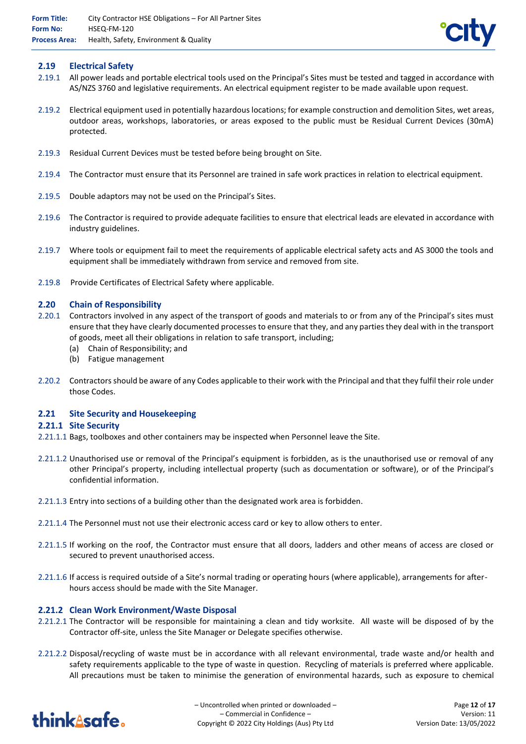## 2.19 Electrical Safety

2.19.1 All power leads and portable electrical tools used on the Principal's Sites must be tested and tagged in accordance with AS/NZS 3760 and legislative requirements. An electrical equipment register to be made available upon request.

2.19.2 Electrical equipment used in potentially hazardous locations; for example construction and demolition Sites, wet areas, outdoor areas, workshops, laboratories, or areas exposed to the public must be Residual Current Devices (30mA) protected.

2.19.3 Residual Current Devices must be tested before being brought on Site.

2.19.4 The Contractor must ensure that its Personnel are trained in safe work practices in relation to electrical equipment.

2.19.5 Double adaptors may not be used on the Principal's Sites.

2.19.6 The Contractor is required to provide adequate facilities to ensure that electrical leads are elevated in accordance with industry guidelines.

2.19.7 Where tools or equipment fail to meet the requirements of applicable electrical safety acts and AS 3000 the tools and equipment shall be immediately withdrawn from service and removed from site.

2.19.8 Provide Certificates of Electrical Safety where applicable.

## 2.20 Chain of Responsibility

2.20.1 Contractors involved in any aspect of the transport of goods and materials to or from any of the Principal's sites must ensure that they have clearly documented processes to ensure that they, and any parties they deal with in the transport of goods, meet all their obligations in relation to safe transport, including;

(a) Chain of Responsibility; and
(b) Fatigue management

2.20.2 Contractors should be aware of any Codes applicable to their work with the Principal and that they fulfil their role under those Codes.

## 2.21 Site Security and Housekeeping

### 2.21.1 Site Security

2.21.1.1 Bags, toolboxes and other containers may be inspected when Personnel leave the Site.

2.21.1.2 Unauthorised use or removal of the Principal's equipment is forbidden, as is the unauthorised use or removal of any other Principal's property, including intellectual property (such as documentation or software), or of the Principal's confidential information.

2.21.1.3 Entry into sections of a building other than the designated work area is forbidden.

2.21.1.4 The Personnel must not use their electronic access card or key to allow others to enter.

2.21.1.5 If working on the roof, the Contractor must ensure that all doors, ladders and other means of access are closed or secured to prevent unauthorised access.

2.21.1.6 If access is required outside of a Site's normal trading or operating hours (where applicable), arrangements for after-hours access should be made with the Site Manager.

### 2.21.2 Clean Work Environment/Waste Disposal

2.21.2.1 The Contractor will be responsible for maintaining a clean and tidy worksite. All waste will be disposed of by the Contractor off-site, unless the Site Manager or Delegate specifies otherwise.

2.21.2.2 Disposal/recycling of waste must be in accordance with all relevant environmental, trade waste and/or health and safety requirements applicable to the type of waste in question. Recycling of materials is preferred where applicable. All precautions must be taken to minimise the generation of environmental hazards, such as exposure to chemical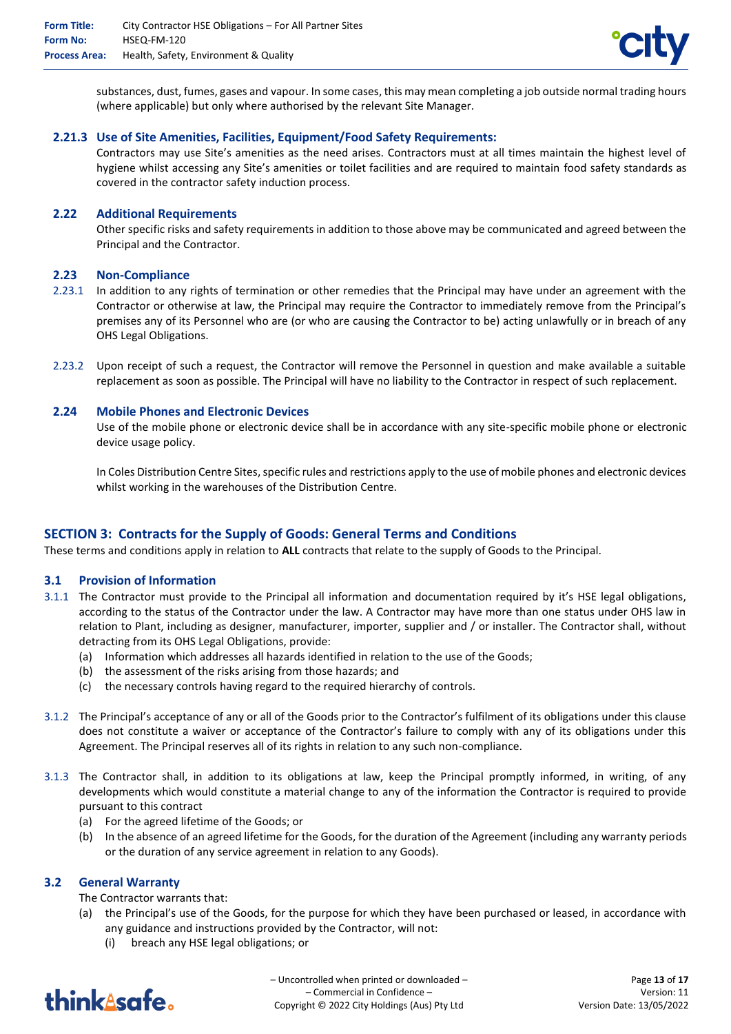substances, dust, fumes, gases and vapour. In some cases, this may mean completing a job outside normal trading hours (where applicable) but only where authorised by the relevant Site Manager.

#### 2.21.3 Use of Site Amenities, Facilities, Equipment/Food Safety Requirements:

Contractors may use Site's amenities as the need arises. Contractors must at all times maintain the highest level of hygiene whilst accessing any Site's amenities or toilet facilities and are required to maintain food safety standards as covered in the contractor safety induction process.

### 2.22 Additional Requirements

Other specific risks and safety requirements in addition to those above may be communicated and agreed between the Principal and the Contractor.

### 2.23 Non-Compliance

2.23.1 In addition to any rights of termination or other remedies that the Principal may have under an agreement with the Contractor or otherwise at law, the Principal may require the Contractor to immediately remove from the Principal's premises any of its Personnel who are (or who are causing the Contractor to be) acting unlawfully or in breach of any OHS Legal Obligations.

2.23.2 Upon receipt of such a request, the Contractor will remove the Personnel in question and make available a suitable replacement as soon as possible. The Principal will have no liability to the Contractor in respect of such replacement.

### 2.24 Mobile Phones and Electronic Devices

Use of the mobile phone or electronic device shall be in accordance with any site-specific mobile phone or electronic device usage policy.

In Coles Distribution Centre Sites, specific rules and restrictions apply to the use of mobile phones and electronic devices whilst working in the warehouses of the Distribution Centre.

## SECTION 3: Contracts for the Supply of Goods: General Terms and Conditions

These terms and conditions apply in relation to **ALL** contracts that relate to the supply of Goods to the Principal.

### 3.1 Provision of Information

3.1.1 The Contractor must provide to the Principal all information and documentation required by it's HSE legal obligations, according to the status of the Contractor under the law. A Contractor may have more than one status under OHS law in relation to Plant, including as designer, manufacturer, importer, supplier and / or installer. The Contractor shall, without detracting from its OHS Legal Obligations, provide:

(a) Information which addresses all hazards identified in relation to the use of the Goods;
(b) the assessment of the risks arising from those hazards; and
(c) the necessary controls having regard to the required hierarchy of controls.

3.1.2 The Principal's acceptance of any or all of the Goods prior to the Contractor's fulfilment of its obligations under this clause does not constitute a waiver or acceptance of the Contractor's failure to comply with any of its obligations under this Agreement. The Principal reserves all of its rights in relation to any such non-compliance.

3.1.3 The Contractor shall, in addition to its obligations at law, keep the Principal promptly informed, in writing, of any developments which would constitute a material change to any of the information the Contractor is required to provide pursuant to this contract

(a) For the agreed lifetime of the Goods; or
(b) In the absence of an agreed lifetime for the Goods, for the duration of the Agreement (including any warranty periods or the duration of any service agreement in relation to any Goods).

### 3.2 General Warranty

The Contractor warrants that:

(a) the Principal's use of the Goods, for the purpose for which they have been purchased or leased, in accordance with any guidance and instructions provided by the Contractor, will not:
  (i) breach any HSE legal obligations; or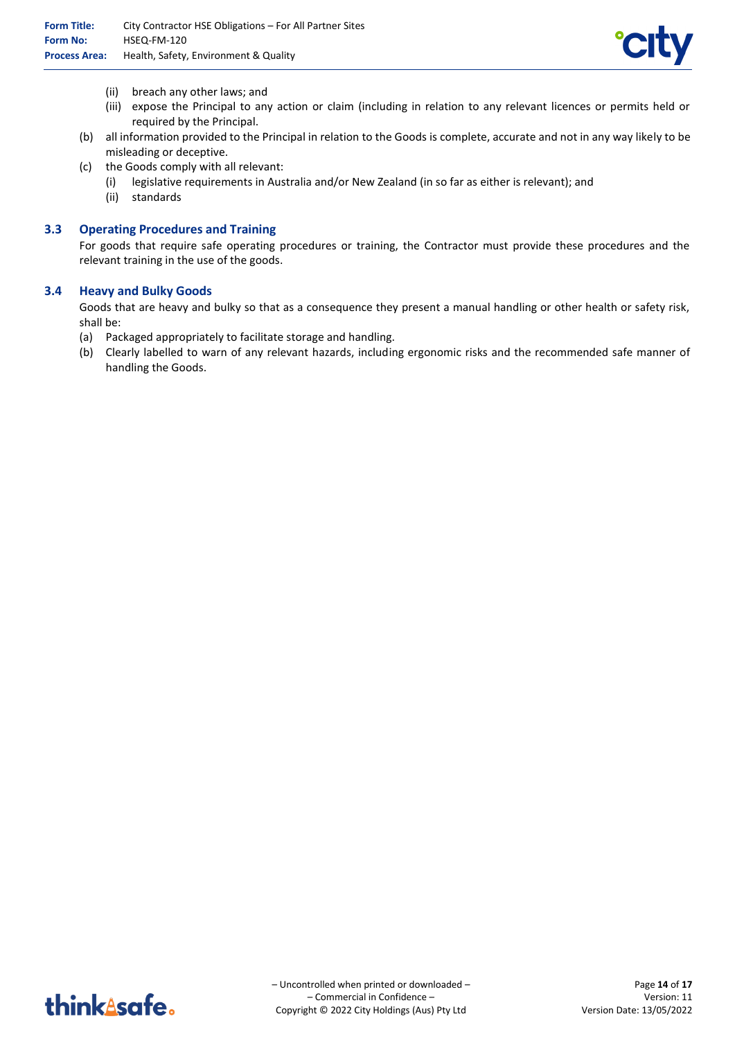(ii) breach any other laws; and

(iii) expose the Principal to any action or claim (including in relation to any relevant licences or permits held or required by the Principal.

(b) all information provided to the Principal in relation to the Goods is complete, accurate and not in any way likely to be misleading or deceptive.

(c) the Goods comply with all relevant:

(i) legislative requirements in Australia and/or New Zealand (in so far as either is relevant); and

(ii) standards

### 3.3 Operating Procedures and Training

For goods that require safe operating procedures or training, the Contractor must provide these procedures and the relevant training in the use of the goods.

### 3.4 Heavy and Bulky Goods

Goods that are heavy and bulky so that as a consequence they present a manual handling or other health or safety risk, shall be:

(a) Packaged appropriately to facilitate storage and handling.

(b) Clearly labelled to warn of any relevant hazards, including ergonomic risks and the recommended safe manner of handling the Goods.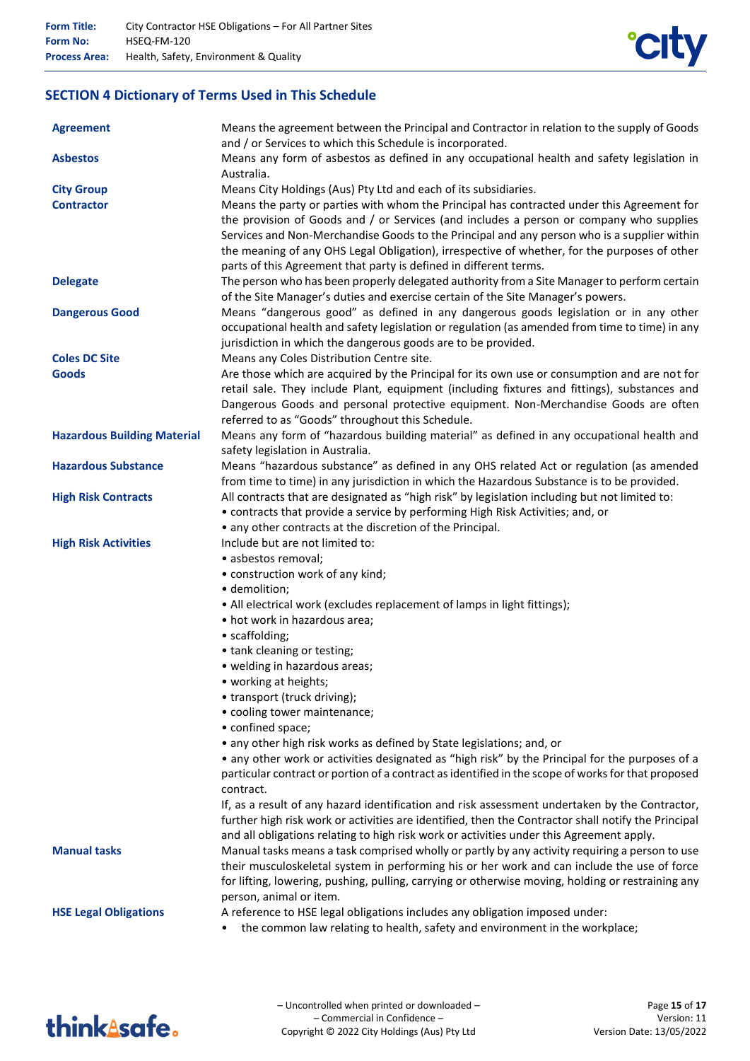## SECTION 4 Dictionary of Terms Used in This Schedule

| Term | Definition |
| --- | --- |
| **Agreement** | Means the agreement between the Principal and Contractor in relation to the supply of Goods and / or Services to which this Schedule is incorporated. |
| **Asbestos** | Means any form of asbestos as defined in any occupational health and safety legislation in Australia. |
| **City Group** | Means City Holdings (Aus) Pty Ltd and each of its subsidiaries. |
| **Contractor** | Means the party or parties with whom the Principal has contracted under this Agreement for the provision of Goods and / or Services (and includes a person or company who supplies Services and Non-Merchandise Goods to the Principal and any person who is a supplier within the meaning of any OHS Legal Obligation), irrespective of whether, for the purposes of other parts of this Agreement that party is defined in different terms. |
| **Delegate** | The person who has been properly delegated authority from a Site Manager to perform certain of the Site Manager's duties and exercise certain of the Site Manager's powers. |
| **Dangerous Good** | Means "dangerous good" as defined in any dangerous goods legislation or in any other occupational health and safety legislation or regulation (as amended from time to time) in any jurisdiction in which the dangerous goods are to be provided. |
| **Coles DC Site** | Means any Coles Distribution Centre site. |
| **Goods** | Are those which are acquired by the Principal for its own use or consumption and are not for retail sale. They include Plant, equipment (including fixtures and fittings), substances and Dangerous Goods and personal protective equipment. Non-Merchandise Goods are often referred to as "Goods" throughout this Schedule. |
| **Hazardous Building Material** | Means any form of "hazardous building material" as defined in any occupational health and safety legislation in Australia. |
| **Hazardous Substance** | Means "hazardous substance" as defined in any OHS related Act or regulation (as amended from time to time) in any jurisdiction in which the Hazardous Substance is to be provided. |
| **High Risk Contracts** | All contracts that are designated as "high risk" by legislation including but not limited to:<br>• contracts that provide a service by performing High Risk Activities; and, or<br>• any other contracts at the discretion of the Principal. |
| **High Risk Activities** | Include but are not limited to:<br>• asbestos removal;<br>• construction work of any kind;<br>• demolition;<br>• All electrical work (excludes replacement of lamps in light fittings);<br>• hot work in hazardous area;<br>• scaffolding;<br>• tank cleaning or testing;<br>• welding in hazardous areas;<br>• working at heights;<br>• transport (truck driving);<br>• cooling tower maintenance;<br>• confined space;<br>• any other high risk works as defined by State legislations; and, or<br>• any other work or activities designated as "high risk" by the Principal for the purposes of a particular contract or portion of a contract as identified in the scope of works for that proposed contract.<br>If, as a result of any hazard identification and risk assessment undertaken by the Contractor, further high risk work or activities are identified, then the Contractor shall notify the Principal and all obligations relating to high risk work or activities under this Agreement apply. |
| **Manual tasks** | Manual tasks means a task comprised wholly or partly by any activity requiring a person to use their musculoskeletal system in performing his or her work and can include the use of force for lifting, lowering, pushing, pulling, carrying or otherwise moving, holding or restraining any person, animal or item. |
| **HSE Legal Obligations** | A reference to HSE legal obligations includes any obligation imposed under:<br>• the common law relating to health, safety and environment in the workplace; |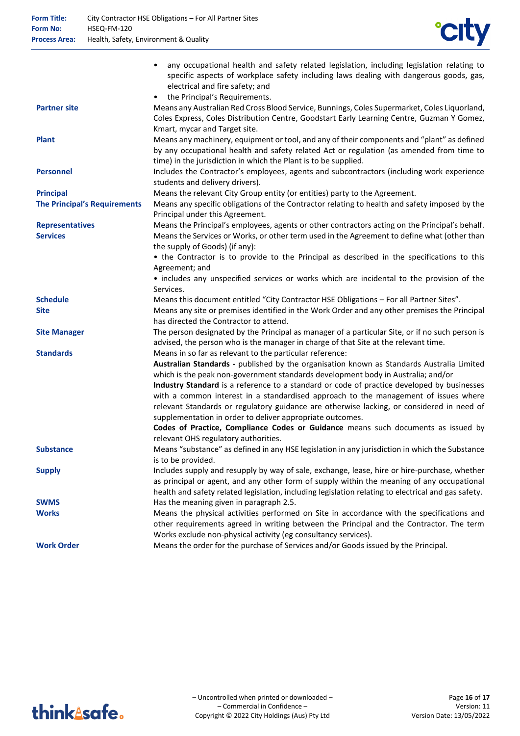- any occupational health and safety related legislation, including legislation relating to specific aspects of workplace safety including laws dealing with dangerous goods, gas, electrical and fire safety; and
- the Principal's Requirements.

| | |
|---|---|
| **Partner site** | Means any Australian Red Cross Blood Service, Bunnings, Coles Supermarket, Coles Liquorland, Coles Express, Coles Distribution Centre, Goodstart Early Learning Centre, Guzman Y Gomez, Kmart, mycar and Target site. |
| **Plant** | Means any machinery, equipment or tool, and any of their components and "plant" as defined by any occupational health and safety related Act or regulation (as amended from time to time) in the jurisdiction in which the Plant is to be supplied. |
| **Personnel** | Includes the Contractor's employees, agents and subcontractors (including work experience students and delivery drivers). |
| **Principal** | Means the relevant City Group entity (or entities) party to the Agreement. |
| **The Principal's Requirements** | Means any specific obligations of the Contractor relating to health and safety imposed by the Principal under this Agreement. |
| **Representatives** | Means the Principal's employees, agents or other contractors acting on the Principal's behalf. |
| **Services** | Means the Services or Works, or other term used in the Agreement to define what (other than the supply of Goods) (if any):<br>• the Contractor is to provide to the Principal as described in the specifications to this Agreement; and<br>• includes any unspecified services or works which are incidental to the provision of the Services. |
| **Schedule** | Means this document entitled "City Contractor HSE Obligations – For all Partner Sites". |
| **Site** | Means any site or premises identified in the Work Order and any other premises the Principal has directed the Contractor to attend. |
| **Site Manager** | The person designated by the Principal as manager of a particular Site, or if no such person is advised, the person who is the manager in charge of that Site at the relevant time. |
| **Standards** | Means in so far as relevant to the particular reference:<br>**Australian Standards -** published by the organisation known as Standards Australia Limited which is the peak non-government standards development body in Australia; and/or<br>**Industry Standard** is a reference to a standard or code of practice developed by businesses with a common interest in a standardised approach to the management of issues where relevant Standards or regulatory guidance are otherwise lacking, or considered in need of supplementation in order to deliver appropriate outcomes.<br>**Codes of Practice, Compliance Codes or Guidance** means such documents as issued by relevant OHS regulatory authorities. |
| **Substance** | Means "substance" as defined in any HSE legislation in any jurisdiction in which the Substance is to be provided. |
| **Supply** | Includes supply and resupply by way of sale, exchange, lease, hire or hire-purchase, whether as principal or agent, and any other form of supply within the meaning of any occupational health and safety related legislation, including legislation relating to electrical and gas safety. |
| **SWMS** | Has the meaning given in paragraph 2.5. |
| **Works** | Means the physical activities performed on Site in accordance with the specifications and other requirements agreed in writing between the Principal and the Contractor. The term Works exclude non-physical activity (eg consultancy services). |
| **Work Order** | Means the order for the purchase of Services and/or Goods issued by the Principal. |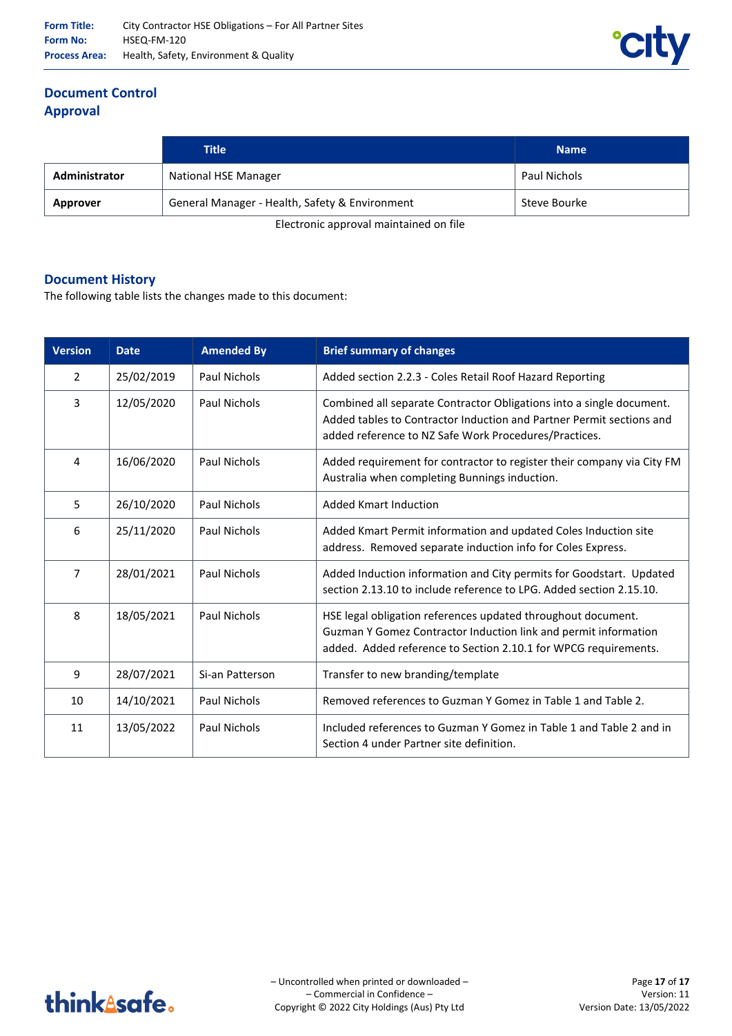# Document Control

## Approval

| | Title | Name |
|---|---|---|
| **Administrator** | National HSE Manager | Paul Nichols |
| **Approver** | General Manager - Health, Safety & Environment | Steve Bourke |

Electronic approval maintained on file

## Document History

The following table lists the changes made to this document:

| Version | Date | Amended By | Brief summary of changes |
|---|---|---|---|
| 2 | 25/02/2019 | Paul Nichols | Added section 2.2.3 - Coles Retail Roof Hazard Reporting |
| 3 | 12/05/2020 | Paul Nichols | Combined all separate Contractor Obligations into a single document. Added tables to Contractor Induction and Partner Permit sections and added reference to NZ Safe Work Procedures/Practices. |
| 4 | 16/06/2020 | Paul Nichols | Added requirement for contractor to register their company via City FM Australia when completing Bunnings induction. |
| 5 | 26/10/2020 | Paul Nichols | Added Kmart Induction |
| 6 | 25/11/2020 | Paul Nichols | Added Kmart Permit information and updated Coles Induction site address. Removed separate induction info for Coles Express. |
| 7 | 28/01/2021 | Paul Nichols | Added Induction information and City permits for Goodstart. Updated section 2.13.10 to include reference to LPG. Added section 2.15.10. |
| 8 | 18/05/2021 | Paul Nichols | HSE legal obligation references updated throughout document. Guzman Y Gomez Contractor Induction link and permit information added. Added reference to Section 2.10.1 for WPCG requirements. |
| 9 | 28/07/2021 | Si-an Patterson | Transfer to new branding/template |
| 10 | 14/10/2021 | Paul Nichols | Removed references to Guzman Y Gomez in Table 1 and Table 2. |
| 11 | 13/05/2022 | Paul Nichols | Included references to Guzman Y Gomez in Table 1 and Table 2 and in Section 4 under Partner site definition. |